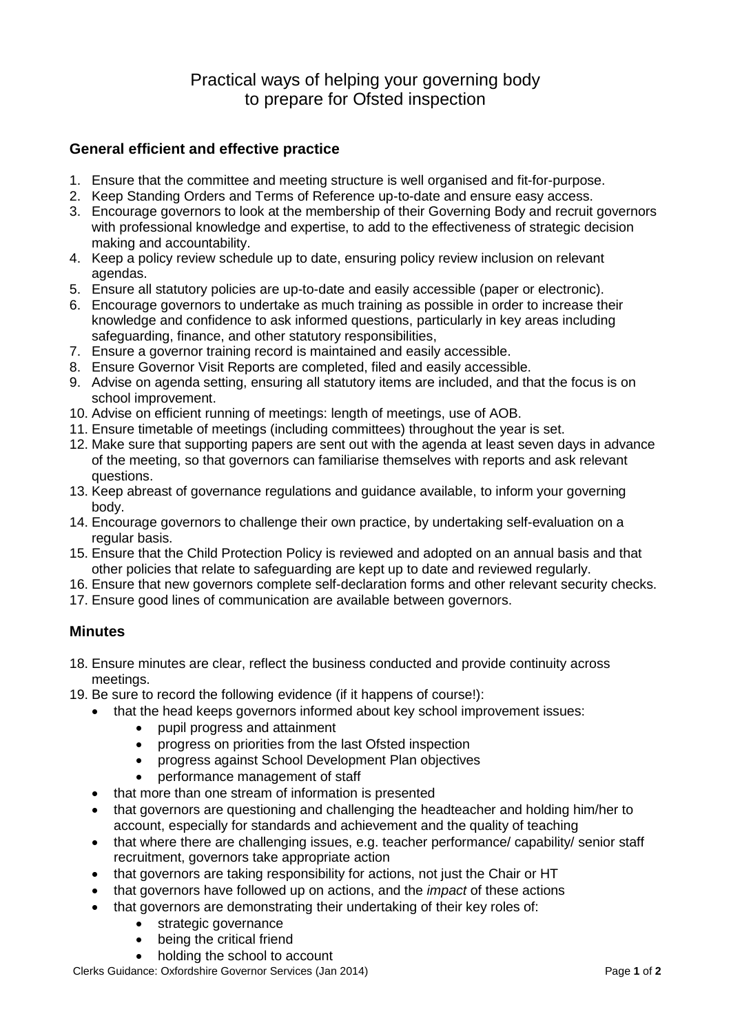# Practical ways of helping your governing body to prepare for Ofsted inspection

## General efficient and effective practice

1. Ensure that the committee and meeting structure is well organised and fit-for-purpose.
2. Keep Standing Orders and Terms of Reference up-to-date and ensure easy access.
3. Encourage governors to look at the membership of their Governing Body and recruit governors with professional knowledge and expertise, to add to the effectiveness of strategic decision making and accountability.
4. Keep a policy review schedule up to date, ensuring policy review inclusion on relevant agendas.
5. Ensure all statutory policies are up-to-date and easily accessible (paper or electronic).
6. Encourage governors to undertake as much training as possible in order to increase their knowledge and confidence to ask informed questions, particularly in key areas including safeguarding, finance, and other statutory responsibilities,
7. Ensure a governor training record is maintained and easily accessible.
8. Ensure Governor Visit Reports are completed, filed and easily accessible.
9. Advise on agenda setting, ensuring all statutory items are included, and that the focus is on school improvement.
10. Advise on efficient running of meetings: length of meetings, use of AOB.
11. Ensure timetable of meetings (including committees) throughout the year is set.
12. Make sure that supporting papers are sent out with the agenda at least seven days in advance of the meeting, so that governors can familiarise themselves with reports and ask relevant questions.
13. Keep abreast of governance regulations and guidance available, to inform your governing body.
14. Encourage governors to challenge their own practice, by undertaking self-evaluation on a regular basis.
15. Ensure that the Child Protection Policy is reviewed and adopted on an annual basis and that other policies that relate to safeguarding are kept up to date and reviewed regularly.
16. Ensure that new governors complete self-declaration forms and other relevant security checks.
17. Ensure good lines of communication are available between governors.

## Minutes

18. Ensure minutes are clear, reflect the business conducted and provide continuity across meetings.
19. Be sure to record the following evidence (if it happens of course!):
    - that the head keeps governors informed about key school improvement issues:
        - pupil progress and attainment
        - progress on priorities from the last Ofsted inspection
        - progress against School Development Plan objectives
        - performance management of staff
    - that more than one stream of information is presented
    - that governors are questioning and challenging the headteacher and holding him/her to account, especially for standards and achievement and the quality of teaching
    - that where there are challenging issues, e.g. teacher performance/ capability/ senior staff recruitment, governors take appropriate action
    - that governors are taking responsibility for actions, not just the Chair or HT
    - that governors have followed up on actions, and the *impact* of these actions
    - that governors are demonstrating their undertaking of their key roles of:
        - strategic governance
        - being the critical friend
        - holding the school to account

Clerks Guidance: Oxfordshire Governor Services (Jan 2014)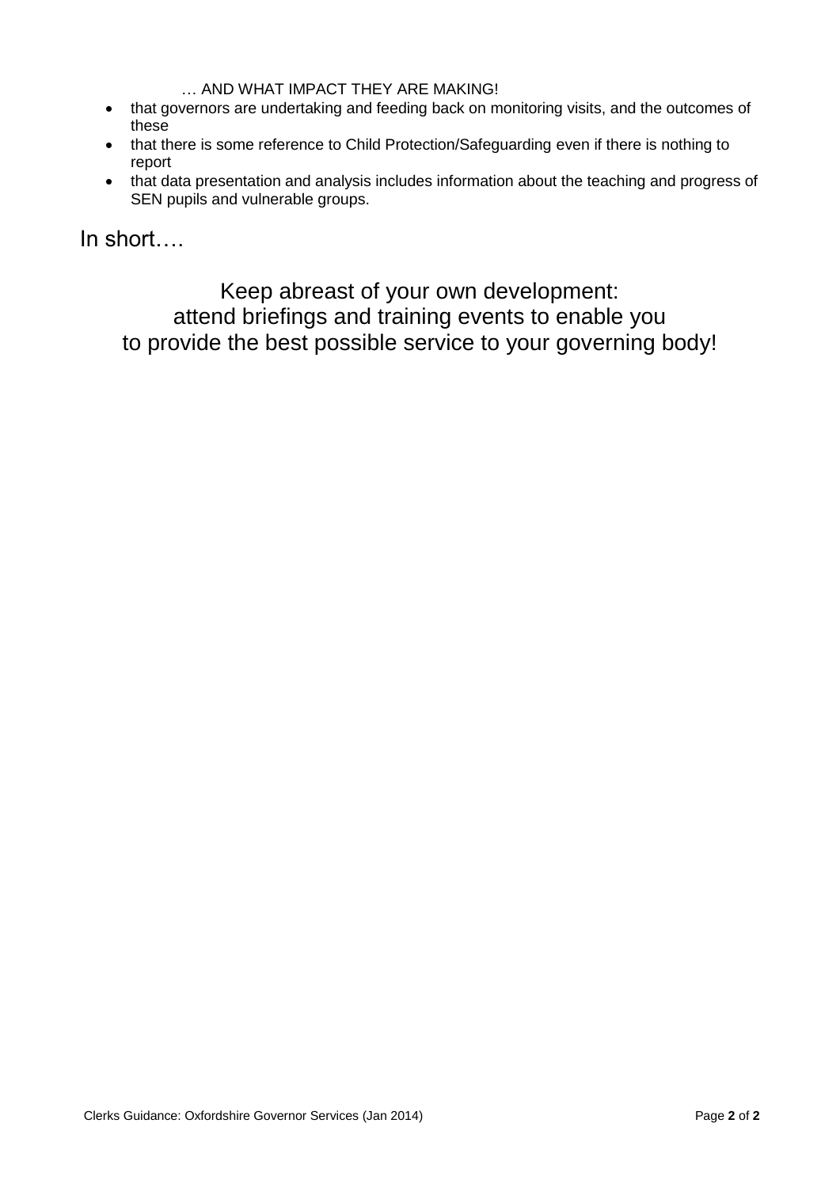… AND WHAT IMPACT THEY ARE MAKING!

- that governors are undertaking and feeding back on monitoring visits, and the outcomes of these
- that there is some reference to Child Protection/Safeguarding even if there is nothing to report
- that data presentation and analysis includes information about the teaching and progress of SEN pupils and vulnerable groups.

## In short….

### Keep abreast of your own development: attend briefings and training events to enable you to provide the best possible service to your governing body!